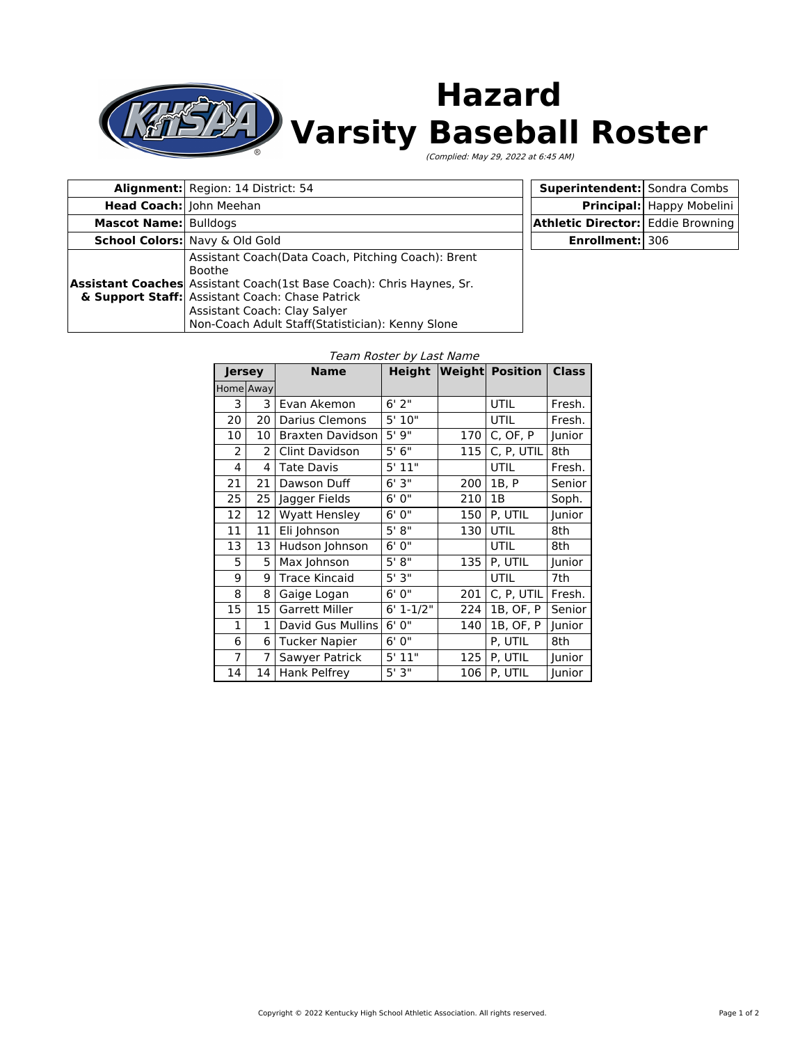# Hazard Varsity Baseball Roster

*(Complied: May 29, 2022 at 6:45 AM)*

| | |
|---|---|
| **Alignment:** | Region: 14 District: 54 |
| **Head Coach:** | John Meehan |
| **Mascot Name:** | Bulldogs |
| **School Colors:** | Navy & Old Gold |
| **Assistant Coaches & Support Staff:** | Assistant Coach(Data Coach, Pitching Coach): Brent Boothe<br>Assistant Coach(1st Base Coach): Chris Haynes, Sr.<br>Assistant Coach: Chase Patrick<br>Assistant Coach: Clay Salyer<br>Non-Coach Adult Staff(Statistician): Kenny Slone |

| | |
|---|---|
| **Superintendent:** | Sondra Combs |
| **Principal:** | Happy Mobelini |
| **Athletic Director:** | Eddie Browning |
| **Enrollment:** | 306 |

*Team Roster by Last Name*

| Jersey | | Name | Height | Weight | Position | Class |
|---|---|---|---|---|---|---|
| Home | Away | | | | | |
| 3 | 3 | Evan Akemon | 6' 2" | | UTIL | Fresh. |
| 20 | 20 | Darius Clemons | 5' 10" | | UTIL | Fresh. |
| 10 | 10 | Braxten Davidson | 5' 9" | 170 | C, OF, P | Junior |
| 2 | 2 | Clint Davidson | 5' 6" | 115 | C, P, UTIL | 8th |
| 4 | 4 | Tate Davis | 5' 11" | | UTIL | Fresh. |
| 21 | 21 | Dawson Duff | 6' 3" | 200 | 1B, P | Senior |
| 25 | 25 | Jagger Fields | 6' 0" | 210 | 1B | Soph. |
| 12 | 12 | Wyatt Hensley | 6' 0" | 150 | P, UTIL | Junior |
| 11 | 11 | Eli Johnson | 5' 8" | 130 | UTIL | 8th |
| 13 | 13 | Hudson Johnson | 6' 0" | | UTIL | 8th |
| 5 | 5 | Max Johnson | 5' 8" | 135 | P, UTIL | Junior |
| 9 | 9 | Trace Kincaid | 5' 3" | | UTIL | 7th |
| 8 | 8 | Gaige Logan | 6' 0" | 201 | C, P, UTIL | Fresh. |
| 15 | 15 | Garrett Miller | 6' 1-1/2" | 224 | 1B, OF, P | Senior |
| 1 | 1 | David Gus Mullins | 6' 0" | 140 | 1B, OF, P | Junior |
| 6 | 6 | Tucker Napier | 6' 0" | | P, UTIL | 8th |
| 7 | 7 | Sawyer Patrick | 5' 11" | 125 | P, UTIL | Junior |
| 14 | 14 | Hank Pelfrey | 5' 3" | 106 | P, UTIL | Junior |

Copyright © 2022 Kentucky High School Athletic Association. All rights reserved.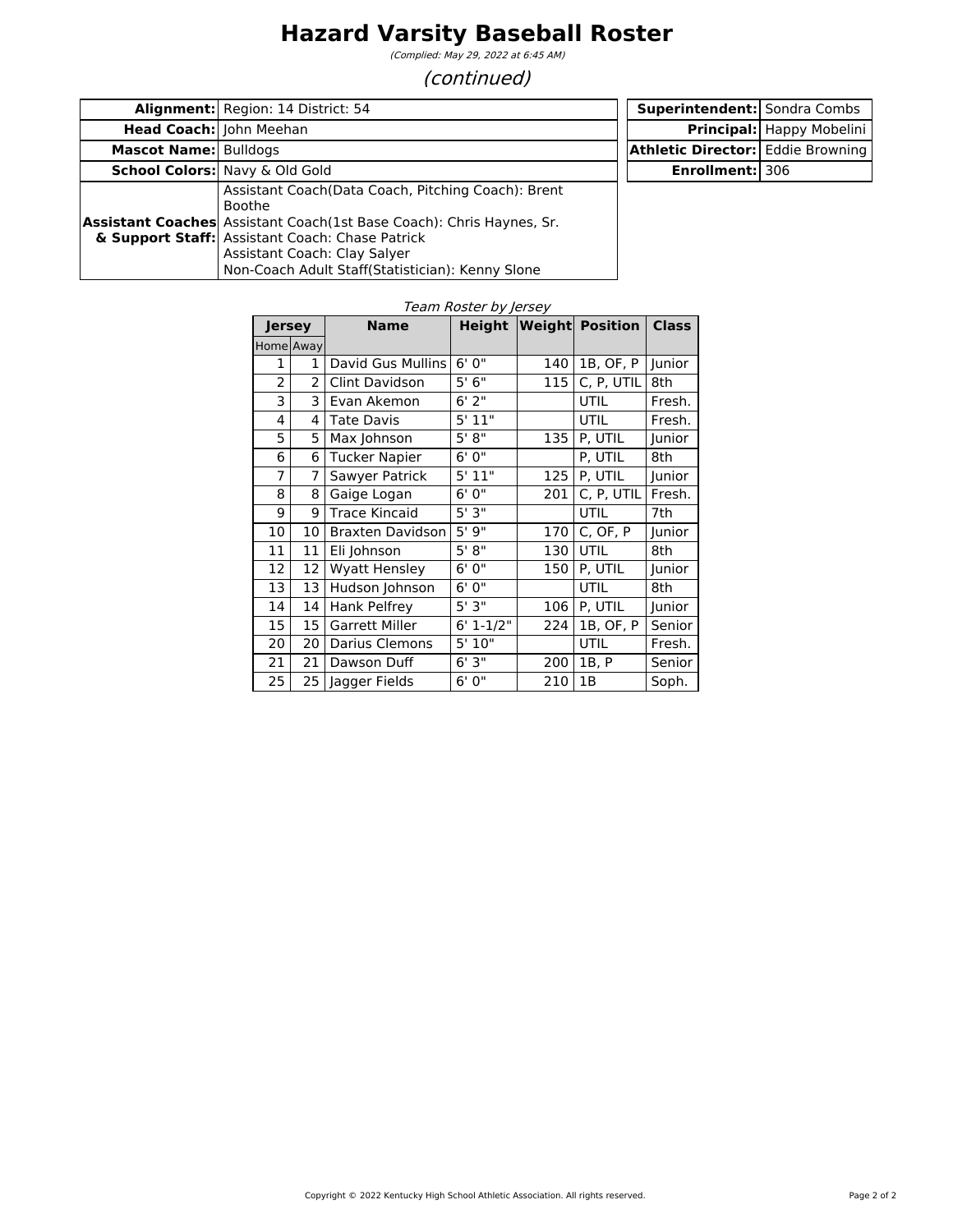# Hazard Varsity Baseball Roster

*(Complied: May 29, 2022 at 6:45 AM)*

*(continued)*

| | |
|---|---|
| **Alignment:** | Region: 14 District: 54 |
| **Head Coach:** | John Meehan |
| **Mascot Name:** | Bulldogs |
| **School Colors:** | Navy & Old Gold |
| **Assistant Coaches & Support Staff:** | Assistant Coach(Data Coach, Pitching Coach): Brent Boothe<br>Assistant Coach(1st Base Coach): Chris Haynes, Sr.<br>Assistant Coach: Chase Patrick<br>Assistant Coach: Clay Salyer<br>Non-Coach Adult Staff(Statistician): Kenny Slone |

| | |
|---|---|
| **Superintendent:** | Sondra Combs |
| **Principal:** | Happy Mobelini |
| **Athletic Director:** | Eddie Browning |
| **Enrollment:** | 306 |

*Team Roster by Jersey*

| Jersey | | Name | Height | Weight | Position | Class |
|---|---|---|---|---|---|---|
| Home | Away | | | | | |
| 1 | 1 | David Gus Mullins | 6' 0" | 140 | 1B, OF, P | Junior |
| 2 | 2 | Clint Davidson | 5' 6" | 115 | C, P, UTIL | 8th |
| 3 | 3 | Evan Akemon | 6' 2" | | UTIL | Fresh. |
| 4 | 4 | Tate Davis | 5' 11" | | UTIL | Fresh. |
| 5 | 5 | Max Johnson | 5' 8" | 135 | P, UTIL | Junior |
| 6 | 6 | Tucker Napier | 6' 0" | | P, UTIL | 8th |
| 7 | 7 | Sawyer Patrick | 5' 11" | 125 | P, UTIL | Junior |
| 8 | 8 | Gaige Logan | 6' 0" | 201 | C, P, UTIL | Fresh. |
| 9 | 9 | Trace Kincaid | 5' 3" | | UTIL | 7th |
| 10 | 10 | Braxten Davidson | 5' 9" | 170 | C, OF, P | Junior |
| 11 | 11 | Eli Johnson | 5' 8" | 130 | UTIL | 8th |
| 12 | 12 | Wyatt Hensley | 6' 0" | 150 | P, UTIL | Junior |
| 13 | 13 | Hudson Johnson | 6' 0" | | UTIL | 8th |
| 14 | 14 | Hank Pelfrey | 5' 3" | 106 | P, UTIL | Junior |
| 15 | 15 | Garrett Miller | 6' 1-1/2" | 224 | 1B, OF, P | Senior |
| 20 | 20 | Darius Clemons | 5' 10" | | UTIL | Fresh. |
| 21 | 21 | Dawson Duff | 6' 3" | 200 | 1B, P | Senior |
| 25 | 25 | Jagger Fields | 6' 0" | 210 | 1B | Soph. |

Copyright © 2022 Kentucky High School Athletic Association. All rights reserved.